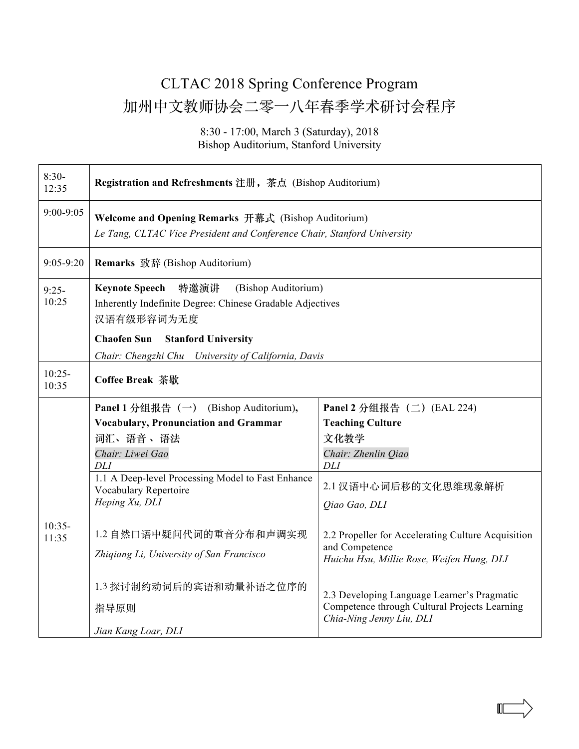# CLTAC 2018 Spring Conference Program
# 加州中文教师协会二零一八年春季学术研讨会程序

8:30 - 17:00, March 3 (Saturday), 2018
Bishop Auditorium, Stanford University

| Time | Program | |
|---|---|---|
| 8:30-12:35 | **Registration and Refreshments** **注册，茶点** (Bishop Auditorium) | |
| 9:00-9:05 | **Welcome and Opening Remarks** **开幕式** (Bishop Auditorium)<br>*Le Tang, CLTAC Vice President and Conference Chair, Stanford University* | |
| 9:05-9:20 | **Remarks** **致辞** (Bishop Auditorium) | |
| 9:25-10:25 | **Keynote Speech** **特邀演讲** (Bishop Auditorium)<br>Inherently Indefinite Degree: Chinese Gradable Adjectives<br>汉语有级形容词为无度<br>**Chaofen Sun Stanford University**<br>*Chair: Chengzhi Chu University of California, Davis* | |
| 10:25-10:35 | **Coffee Break** **茶歇** | |
| 10:35-11:35 | **Panel 1 分组报告（一）** (Bishop Auditorium)**,**<br>**Vocabulary, Pronunciation and Grammar**<br>**词汇、语音 、语法**<br>*Chair: Liwei Gao*<br>*DLI* | **Panel 2 分组报告（二）**(EAL 224)<br>**Teaching Culture**<br>**文化教学**<br>*Chair: Zhenlin Qiao*<br>*DLI* |
| | 1.1 A Deep-level Processing Model to Fast Enhance Vocabulary Repertoire<br>*Heping Xu, DLI*<br><br>1.2 自然口语中疑问代词的重音分布和声调实现<br>*Zhiqiang Li, University of San Francisco*<br><br>1.3 探讨制约动词后的宾语和动量补语之位序的指导原则<br>*Jian Kang Loar, DLI* | 2.1 汉语中心词后移的文化思维现象解析<br>*Qiao Gao, DLI*<br><br>2.2 Propeller for Accelerating Culture Acquisition and Competence<br>*Huichu Hsu, Millie Rose, Weifen Hung, DLI*<br><br>2.3 Developing Language Learner's Pragmatic Competence through Cultural Projects Learning<br>*Chia-Ning Jenny Liu, DLI* |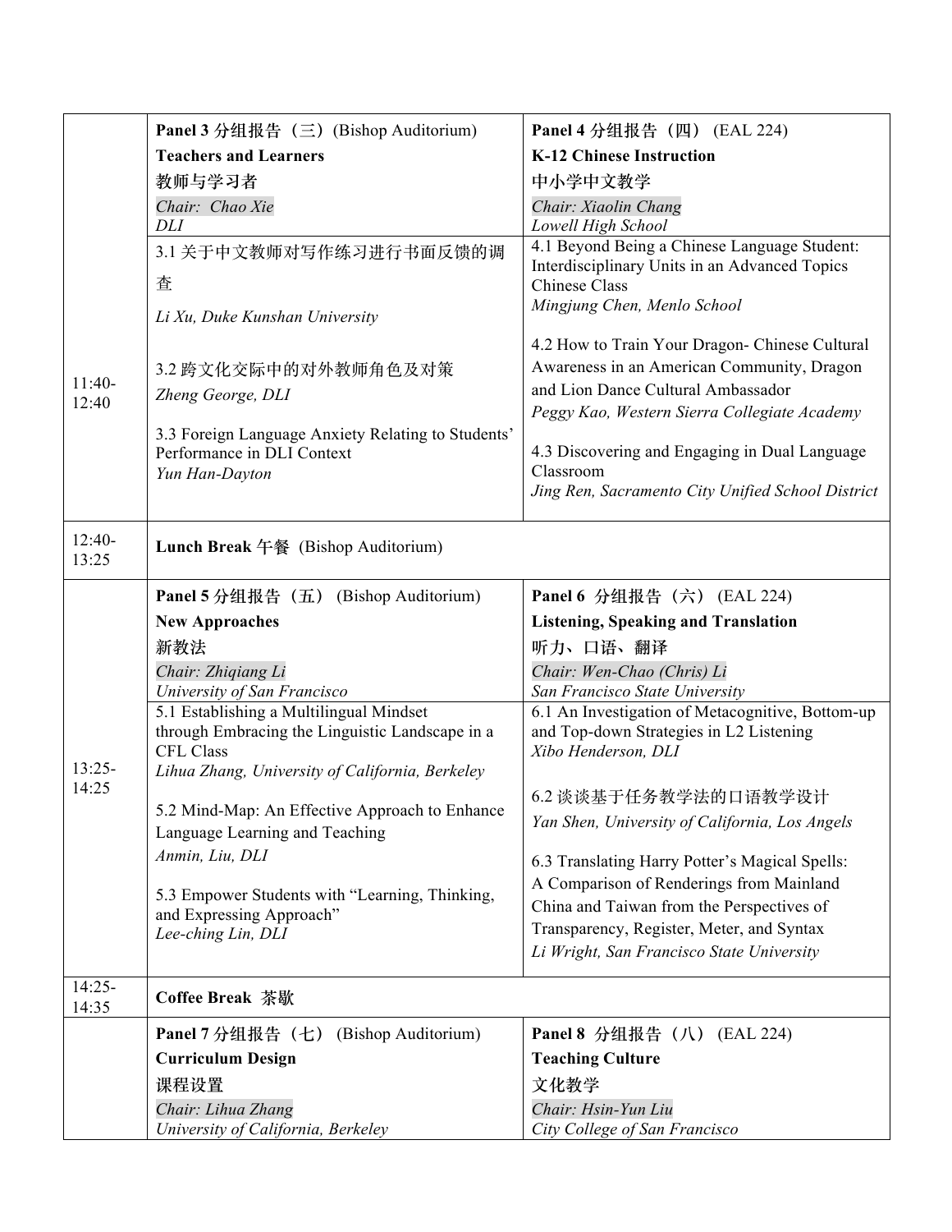| | | |
|---|---|---|
| | **Panel 3 分组报告（三）**(Bishop Auditorium)<br>**Teachers and Learners**<br>**教师与学习者**<br>*Chair: Chao Xie*<br>*DLI* | **Panel 4 分组报告（四）** (EAL 224)<br>**K-12 Chinese Instruction**<br>**中小学中文教学**<br>*Chair: Xiaolin Chang*<br>*Lowell High School* |
| 11:40-12:40 | 3.1 关于中文教师对写作练习进行书面反馈的调查<br>*Li Xu, Duke Kunshan University*<br><br>3.2 跨文化交际中的对外教师角色及对策<br>*Zheng George, DLI*<br><br>3.3 Foreign Language Anxiety Relating to Students' Performance in DLI Context<br>*Yun Han-Dayton* | 4.1 Beyond Being a Chinese Language Student: Interdisciplinary Units in an Advanced Topics Chinese Class<br>*Mingjung Chen, Menlo School*<br><br>4.2 How to Train Your Dragon- Chinese Cultural Awareness in an American Community, Dragon and Lion Dance Cultural Ambassador<br>*Peggy Kao, Western Sierra Collegiate Academy*<br><br>4.3 Discovering and Engaging in Dual Language Classroom<br>*Jing Ren, Sacramento City Unified School District* |
| 12:40-13:25 | **Lunch Break 午餐** (Bishop Auditorium) | |
| | **Panel 5 分组报告（五）** (Bishop Auditorium)<br>**New Approaches**<br>**新教法**<br>*Chair: Zhiqiang Li*<br>*University of San Francisco* | **Panel 6 分组报告（六）** (EAL 224)<br>**Listening, Speaking and Translation**<br>**听力、口语、翻译**<br>*Chair: Wen-Chao (Chris) Li*<br>*San Francisco State University* |
| 13:25-14:25 | 5.1 Establishing a Multilingual Mindset through Embracing the Linguistic Landscape in a CFL Class<br>*Lihua Zhang, University of California, Berkeley*<br><br>5.2 Mind-Map: An Effective Approach to Enhance Language Learning and Teaching<br>*Anmin, Liu, DLI*<br><br>5.3 Empower Students with "Learning, Thinking, and Expressing Approach"<br>*Lee-ching Lin, DLI* | 6.1 An Investigation of Metacognitive, Bottom-up and Top-down Strategies in L2 Listening<br>*Xibo Henderson, DLI*<br><br>6.2 谈谈基于任务教学法的口语教学设计<br>*Yan Shen, University of California, Los Angels*<br><br>6.3 Translating Harry Potter's Magical Spells: A Comparison of Renderings from Mainland China and Taiwan from the Perspectives of Transparency, Register, Meter, and Syntax<br>*Li Wright, San Francisco State University* |
| 14:25-14:35 | **Coffee Break 茶歇** | |
| | **Panel 7 分组报告（七）** (Bishop Auditorium)<br>**Curriculum Design**<br>**课程设置**<br>*Chair: Lihua Zhang*<br>*University of California, Berkeley* | **Panel 8 分组报告（八）** (EAL 224)<br>**Teaching Culture**<br>**文化教学**<br>*Chair: Hsin-Yun Liu*<br>*City College of San Francisco* |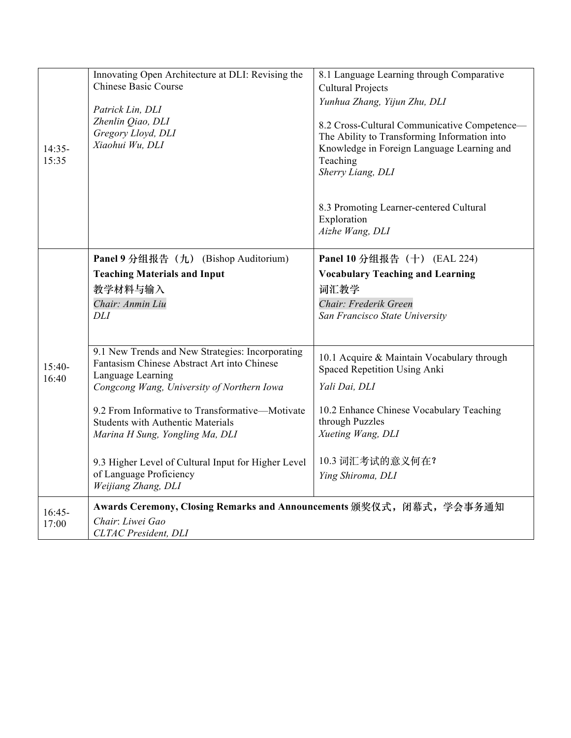| | | |
|---|---|---|
| 14:35-15:35 | Innovating Open Architecture at DLI: Revising the Chinese Basic Course<br><br>*Patrick Lin, DLI*<br>*Zhenlin Qiao, DLI*<br>*Gregory Lloyd, DLI*<br>*Xiaohui Wu, DLI* | 8.1 Language Learning through Comparative Cultural Projects<br>*Yunhua Zhang, Yijun Zhu, DLI*<br><br>8.2 Cross-Cultural Communicative Competence—The Ability to Transforming Information into Knowledge in Foreign Language Learning and Teaching<br>*Sherry Liang, DLI*<br><br>8.3 Promoting Learner-centered Cultural Exploration<br>*Aizhe Wang, DLI* |
| 15:40-16:40 | **Panel 9 分组报告（九）** (Bishop Auditorium)<br>**Teaching Materials and Input**<br>**教学材料与输入**<br>*Chair: Anmin Liu*<br>*DLI* | **Panel 10 分组报告（十）** (EAL 224)<br>**Vocabulary Teaching and Learning**<br>**词汇教学**<br>*Chair: Frederik Green*<br>*San Francisco State University* |
| | 9.1 New Trends and New Strategies: Incorporating Fantasism Chinese Abstract Art into Chinese Language Learning<br>*Congcong Wang, University of Northern Iowa*<br><br>9.2 From Informative to Transformative—Motivate Students with Authentic Materials<br>*Marina H Sung, Yongling Ma, DLI*<br><br>9.3 Higher Level of Cultural Input for Higher Level of Language Proficiency<br>*Weijiang Zhang, DLI* | 10.1 Acquire & Maintain Vocabulary through Spaced Repetition Using Anki<br>*Yali Dai, DLI*<br><br>10.2 Enhance Chinese Vocabulary Teaching through Puzzles<br>*Xueting Wang, DLI*<br><br>10.3 词汇考试的意义何在?<br>*Ying Shiroma, DLI* |
| 16:45-17:00 | **Awards Ceremony, Closing Remarks and Announcements 颁奖仪式，闭幕式，学会事务通知**<br>*Chair: Liwei Gao*<br>*CLTAC President, DLI* | |